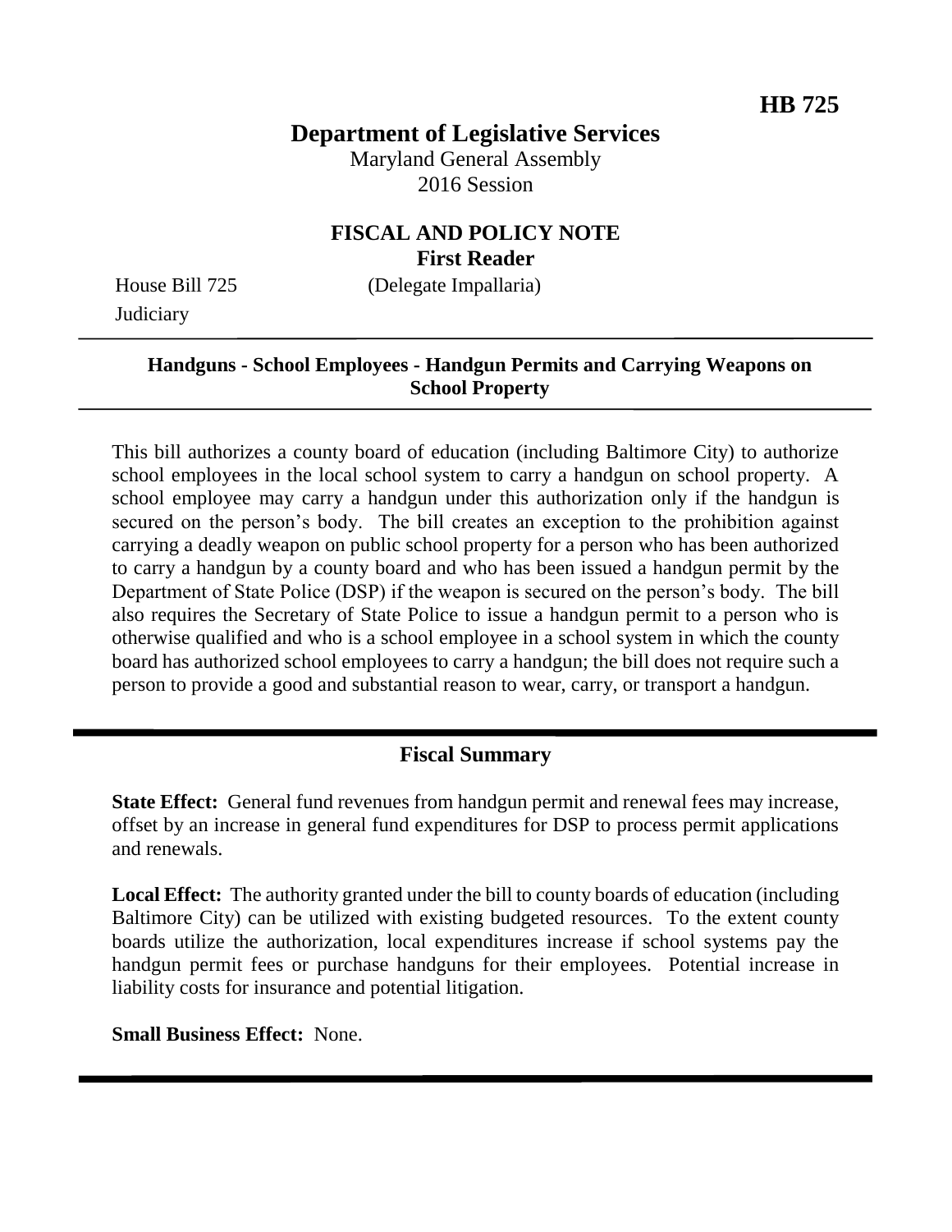**HB 725**

# Department of Legislative Services

Maryland General Assembly
2016 Session

## FISCAL AND POLICY NOTE
**First Reader**

House Bill 725 (Delegate Impallaria)
Judiciary

**Handguns - School Employees - Handgun Permits and Carrying Weapons on School Property**

This bill authorizes a county board of education (including Baltimore City) to authorize school employees in the local school system to carry a handgun on school property. A school employee may carry a handgun under this authorization only if the handgun is secured on the person's body. The bill creates an exception to the prohibition against carrying a deadly weapon on public school property for a person who has been authorized to carry a handgun by a county board and who has been issued a handgun permit by the Department of State Police (DSP) if the weapon is secured on the person's body. The bill also requires the Secretary of State Police to issue a handgun permit to a person who is otherwise qualified and who is a school employee in a school system in which the county board has authorized school employees to carry a handgun; the bill does not require such a person to provide a good and substantial reason to wear, carry, or transport a handgun.

## Fiscal Summary

**State Effect:** General fund revenues from handgun permit and renewal fees may increase, offset by an increase in general fund expenditures for DSP to process permit applications and renewals.

**Local Effect:** The authority granted under the bill to county boards of education (including Baltimore City) can be utilized with existing budgeted resources. To the extent county boards utilize the authorization, local expenditures increase if school systems pay the handgun permit fees or purchase handguns for their employees. Potential increase in liability costs for insurance and potential litigation.

**Small Business Effect:** None.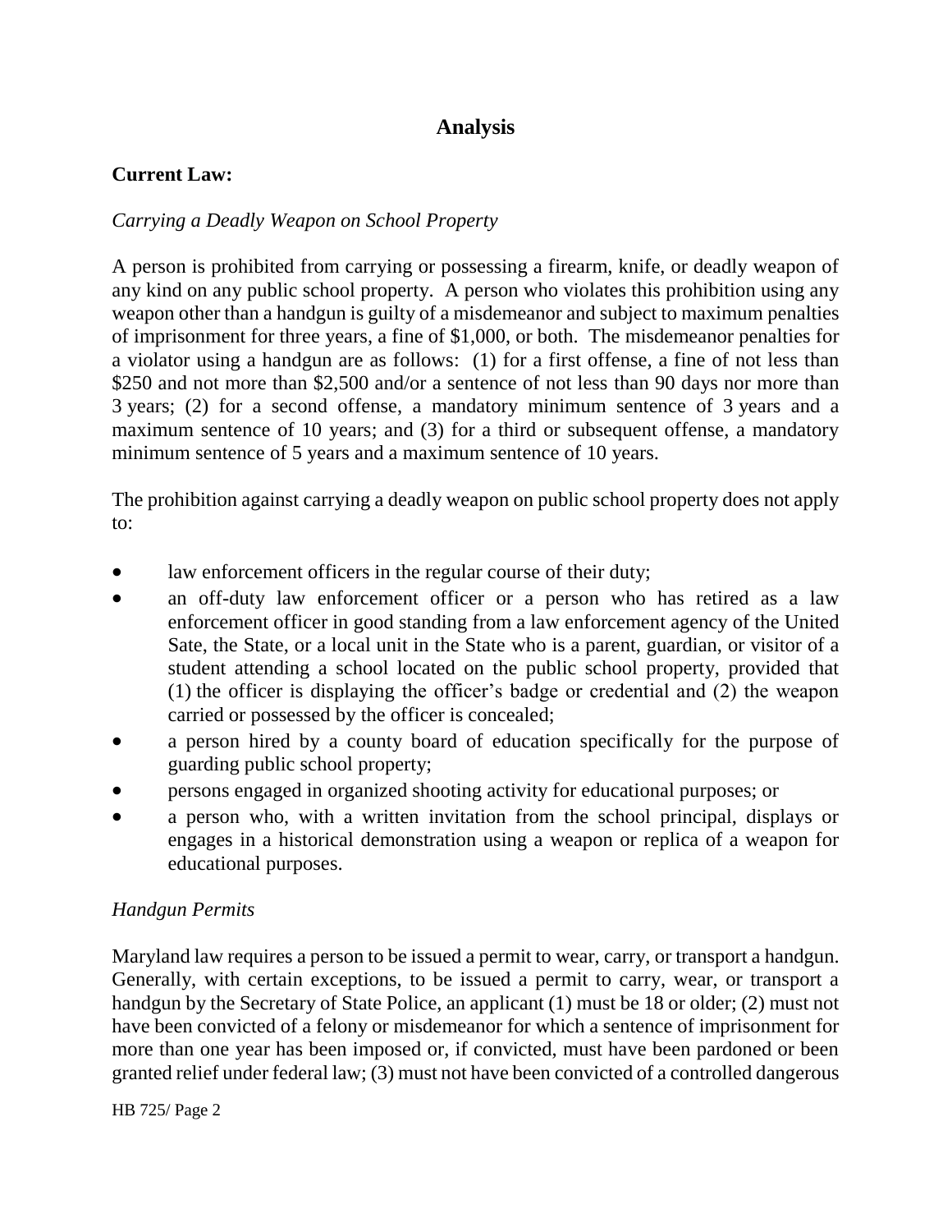# Analysis

**Current Law:**

*Carrying a Deadly Weapon on School Property*

A person is prohibited from carrying or possessing a firearm, knife, or deadly weapon of any kind on any public school property. A person who violates this prohibition using any weapon other than a handgun is guilty of a misdemeanor and subject to maximum penalties of imprisonment for three years, a fine of $1,000, or both. The misdemeanor penalties for a violator using a handgun are as follows: (1) for a first offense, a fine of not less than $250 and not more than $2,500 and/or a sentence of not less than 90 days nor more than 3 years; (2) for a second offense, a mandatory minimum sentence of 3 years and a maximum sentence of 10 years; and (3) for a third or subsequent offense, a mandatory minimum sentence of 5 years and a maximum sentence of 10 years.

The prohibition against carrying a deadly weapon on public school property does not apply to:

- law enforcement officers in the regular course of their duty;
- an off-duty law enforcement officer or a person who has retired as a law enforcement officer in good standing from a law enforcement agency of the United Sate, the State, or a local unit in the State who is a parent, guardian, or visitor of a student attending a school located on the public school property, provided that (1) the officer is displaying the officer's badge or credential and (2) the weapon carried or possessed by the officer is concealed;
- a person hired by a county board of education specifically for the purpose of guarding public school property;
- persons engaged in organized shooting activity for educational purposes; or
- a person who, with a written invitation from the school principal, displays or engages in a historical demonstration using a weapon or replica of a weapon for educational purposes.

*Handgun Permits*

Maryland law requires a person to be issued a permit to wear, carry, or transport a handgun. Generally, with certain exceptions, to be issued a permit to carry, wear, or transport a handgun by the Secretary of State Police, an applicant (1) must be 18 or older; (2) must not have been convicted of a felony or misdemeanor for which a sentence of imprisonment for more than one year has been imposed or, if convicted, must have been pardoned or been granted relief under federal law; (3) must not have been convicted of a controlled dangerous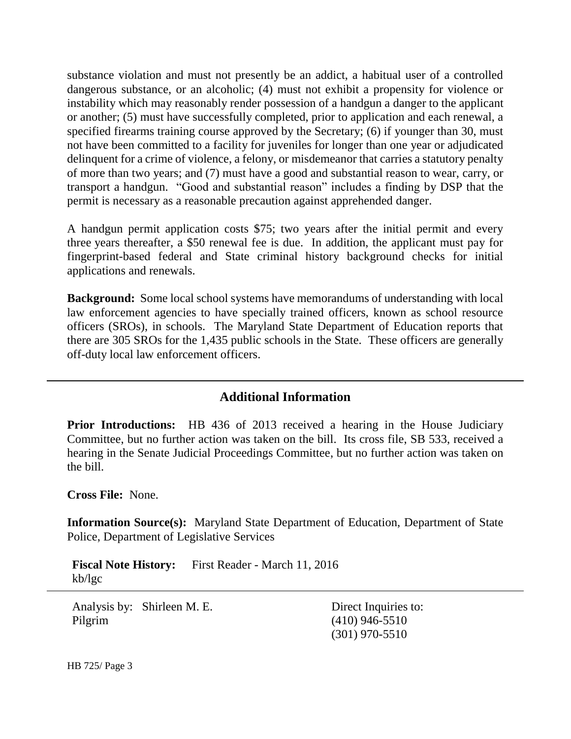substance violation and must not presently be an addict, a habitual user of a controlled dangerous substance, or an alcoholic; (4) must not exhibit a propensity for violence or instability which may reasonably render possession of a handgun a danger to the applicant or another; (5) must have successfully completed, prior to application and each renewal, a specified firearms training course approved by the Secretary; (6) if younger than 30, must not have been committed to a facility for juveniles for longer than one year or adjudicated delinquent for a crime of violence, a felony, or misdemeanor that carries a statutory penalty of more than two years; and (7) must have a good and substantial reason to wear, carry, or transport a handgun. "Good and substantial reason" includes a finding by DSP that the permit is necessary as a reasonable precaution against apprehended danger.

A handgun permit application costs $75; two years after the initial permit and every three years thereafter, a $50 renewal fee is due. In addition, the applicant must pay for fingerprint-based federal and State criminal history background checks for initial applications and renewals.

**Background:** Some local school systems have memorandums of understanding with local law enforcement agencies to have specially trained officers, known as school resource officers (SROs), in schools. The Maryland State Department of Education reports that there are 305 SROs for the 1,435 public schools in the State. These officers are generally off-duty local law enforcement officers.

## Additional Information

**Prior Introductions:** HB 436 of 2013 received a hearing in the House Judiciary Committee, but no further action was taken on the bill. Its cross file, SB 533, received a hearing in the Senate Judicial Proceedings Committee, but no further action was taken on the bill.

**Cross File:** None.

**Information Source(s):** Maryland State Department of Education, Department of State Police, Department of Legislative Services

**Fiscal Note History:** First Reader - March 11, 2016
kb/lgc

Analysis by: Shirleen M. E. Pilgrim

Direct Inquiries to:
(410) 946-5510
(301) 970-5510